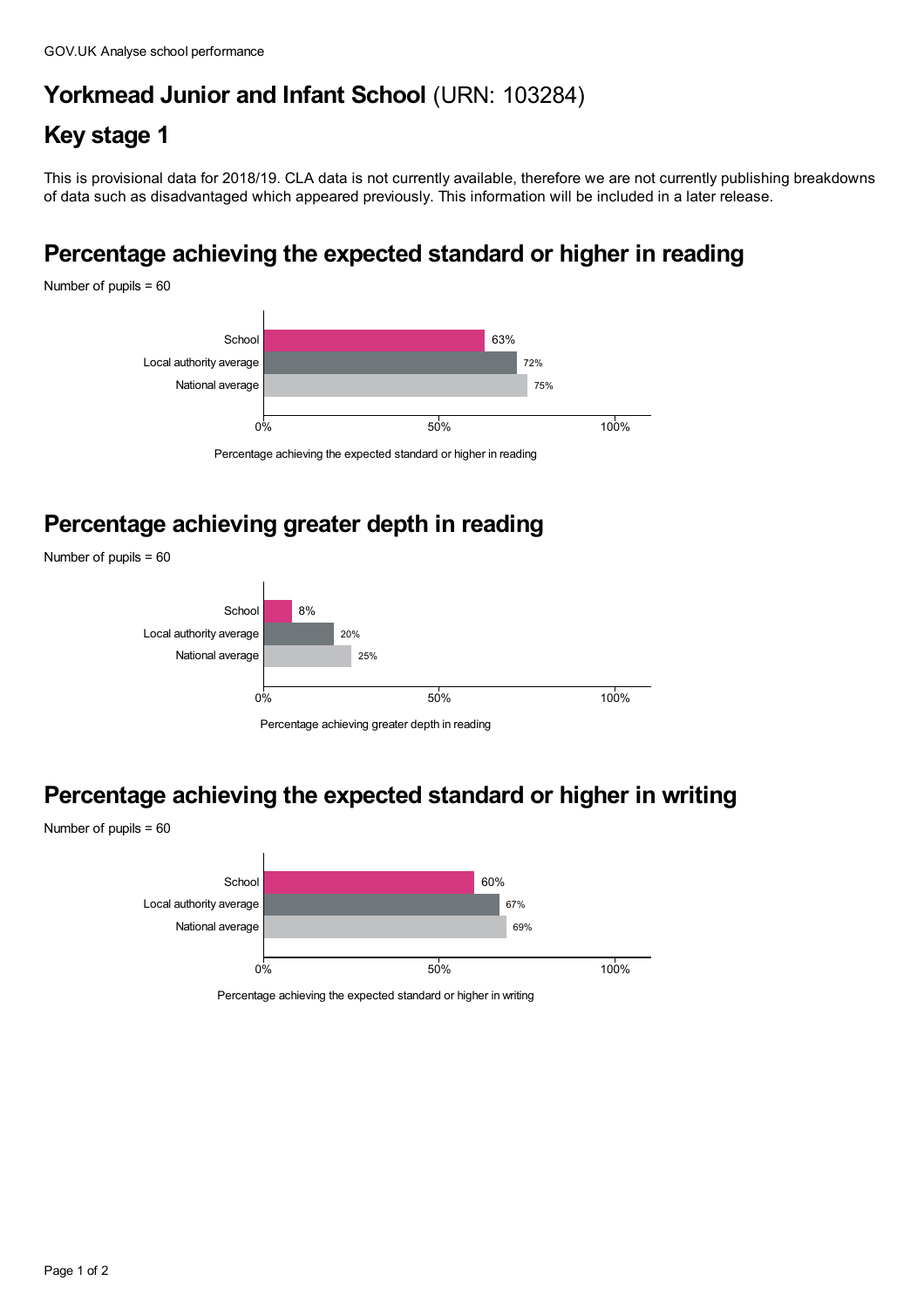# Yorkmead Junior and Infant School (URN: 103284)

## Key stage 1

This is provisional data for 2018/19. CLA data is not currently available, therefore we are not currently publishing breakdowns of data such as disadvantaged which appeared previously. This information will be included in a later release.

## Percentage achieving the expected standard or higher in reading

Number of pupils = 60

| | Percentage achieving the expected standard or higher in reading |
|---|---|
| School | 63% |
| Local authority average | 72% |
| National average | 75% |

Percentage achieving the expected standard or higher in reading

## Percentage achieving greater depth in reading

Number of pupils = 60

| | Percentage achieving greater depth in reading |
|---|---|
| School | 8% |
| Local authority average | 20% |
| National average | 25% |

Percentage achieving greater depth in reading

## Percentage achieving the expected standard or higher in writing

Number of pupils = 60

| | Percentage achieving the expected standard or higher in writing |
|---|---|
| School | 60% |
| Local authority average | 67% |
| National average | 69% |

Percentage achieving the expected standard or higher in writing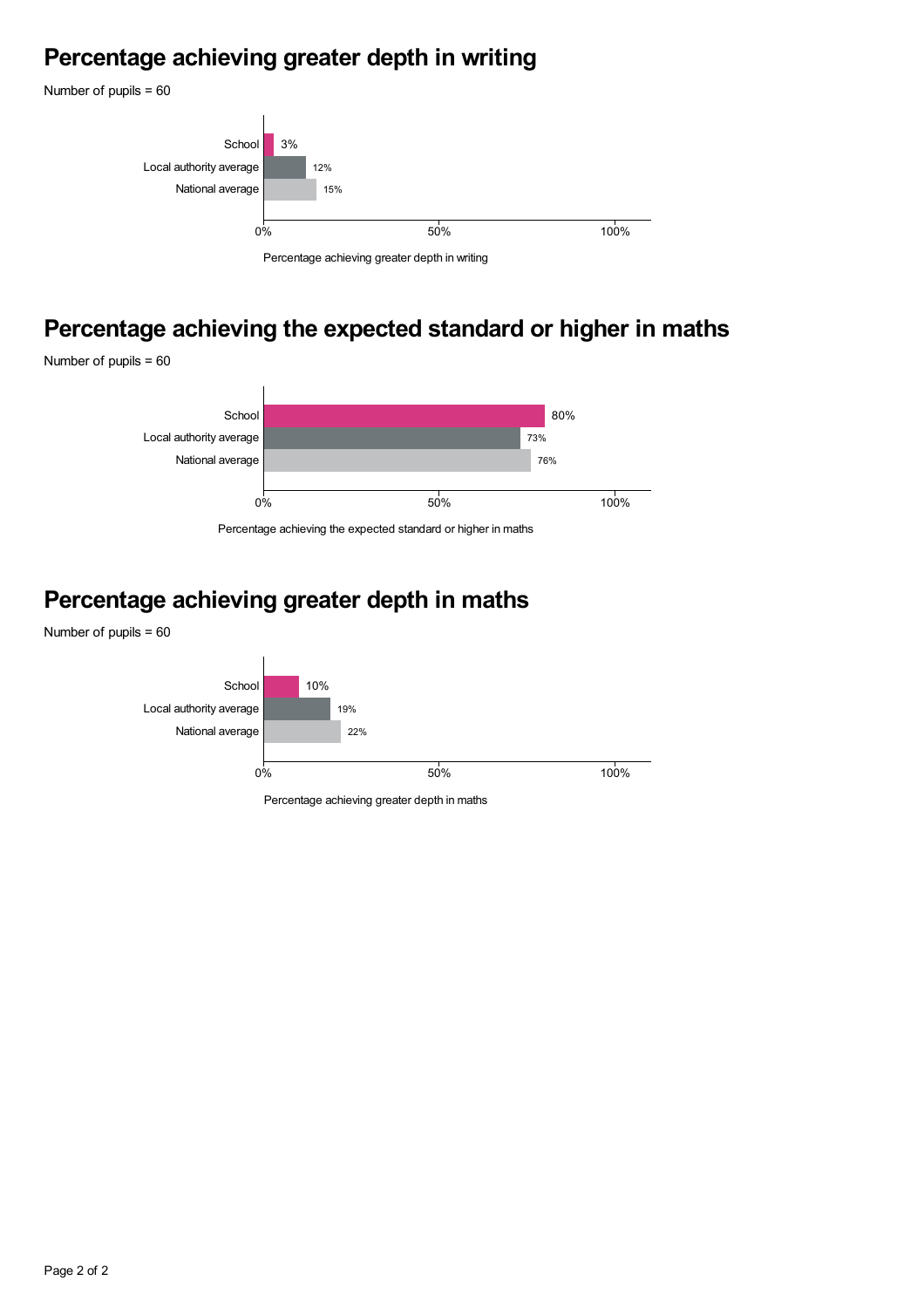## Percentage achieving greater depth in writing

Number of pupils = 60

School 3%
Local authority average 12%
National average 15%

0% 50% 100%

Percentage achieving greater depth in writing

## Percentage achieving the expected standard or higher in maths

Number of pupils = 60

School 80%
Local authority average 73%
National average 76%

0% 50% 100%

Percentage achieving the expected standard or higher in maths

## Percentage achieving greater depth in maths

Number of pupils = 60

School 10%
Local authority average 19%
National average 22%

0% 50% 100%

Percentage achieving greater depth in maths